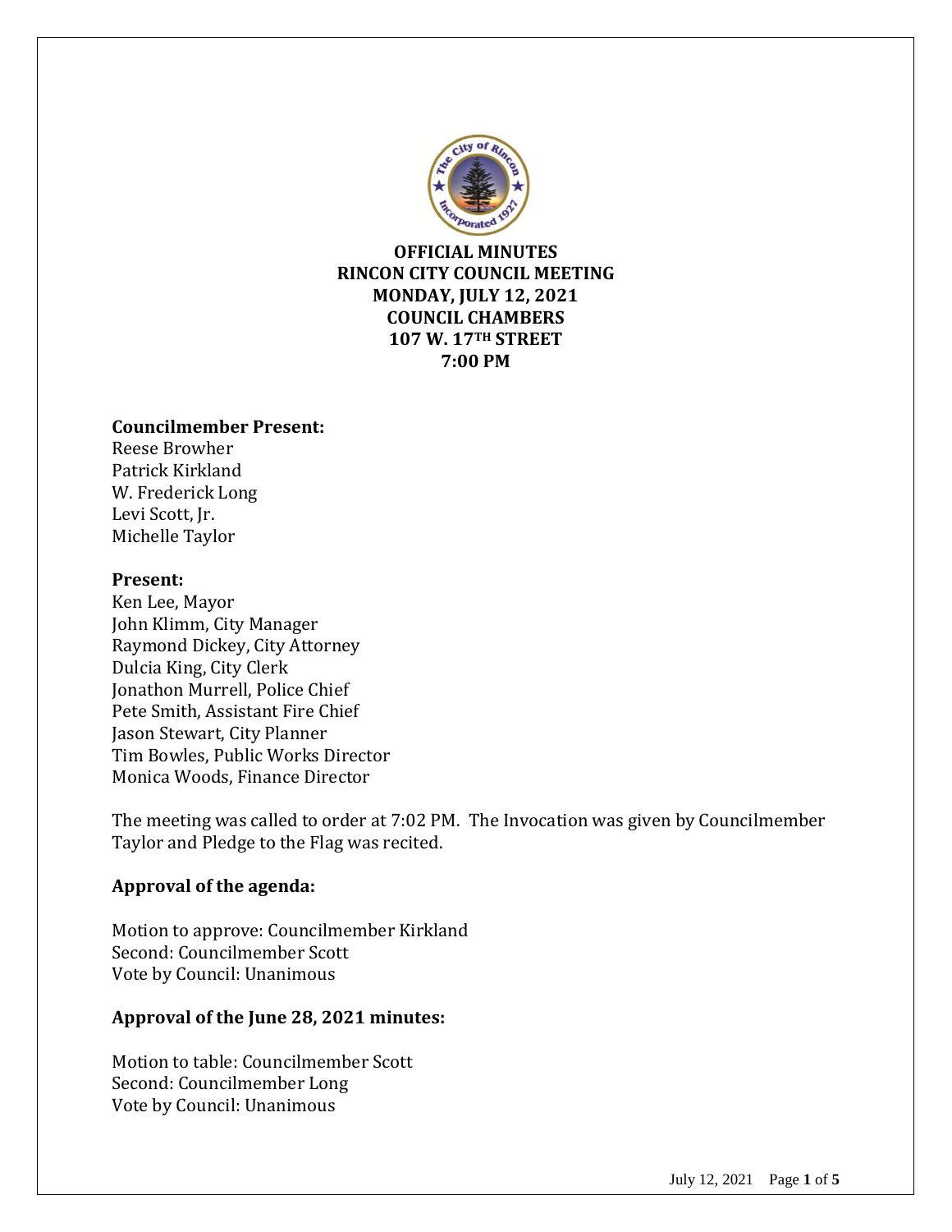**OFFICIAL MINUTES**
**RINCON CITY COUNCIL MEETING**
**MONDAY, JULY 12, 2021**
**COUNCIL CHAMBERS**
**107 W. 17TH STREET**
**7:00 PM**

**Councilmember Present:**
Reese Browher
Patrick Kirkland
W. Frederick Long
Levi Scott, Jr.
Michelle Taylor

**Present:**
Ken Lee, Mayor
John Klimm, City Manager
Raymond Dickey, City Attorney
Dulcia King, City Clerk
Jonathon Murrell, Police Chief
Pete Smith, Assistant Fire Chief
Jason Stewart, City Planner
Tim Bowles, Public Works Director
Monica Woods, Finance Director

The meeting was called to order at 7:02 PM. The Invocation was given by Councilmember Taylor and Pledge to the Flag was recited.

**Approval of the agenda:**

Motion to approve: Councilmember Kirkland
Second: Councilmember Scott
Vote by Council: Unanimous

**Approval of the June 28, 2021 minutes:**

Motion to table: Councilmember Scott
Second: Councilmember Long
Vote by Council: Unanimous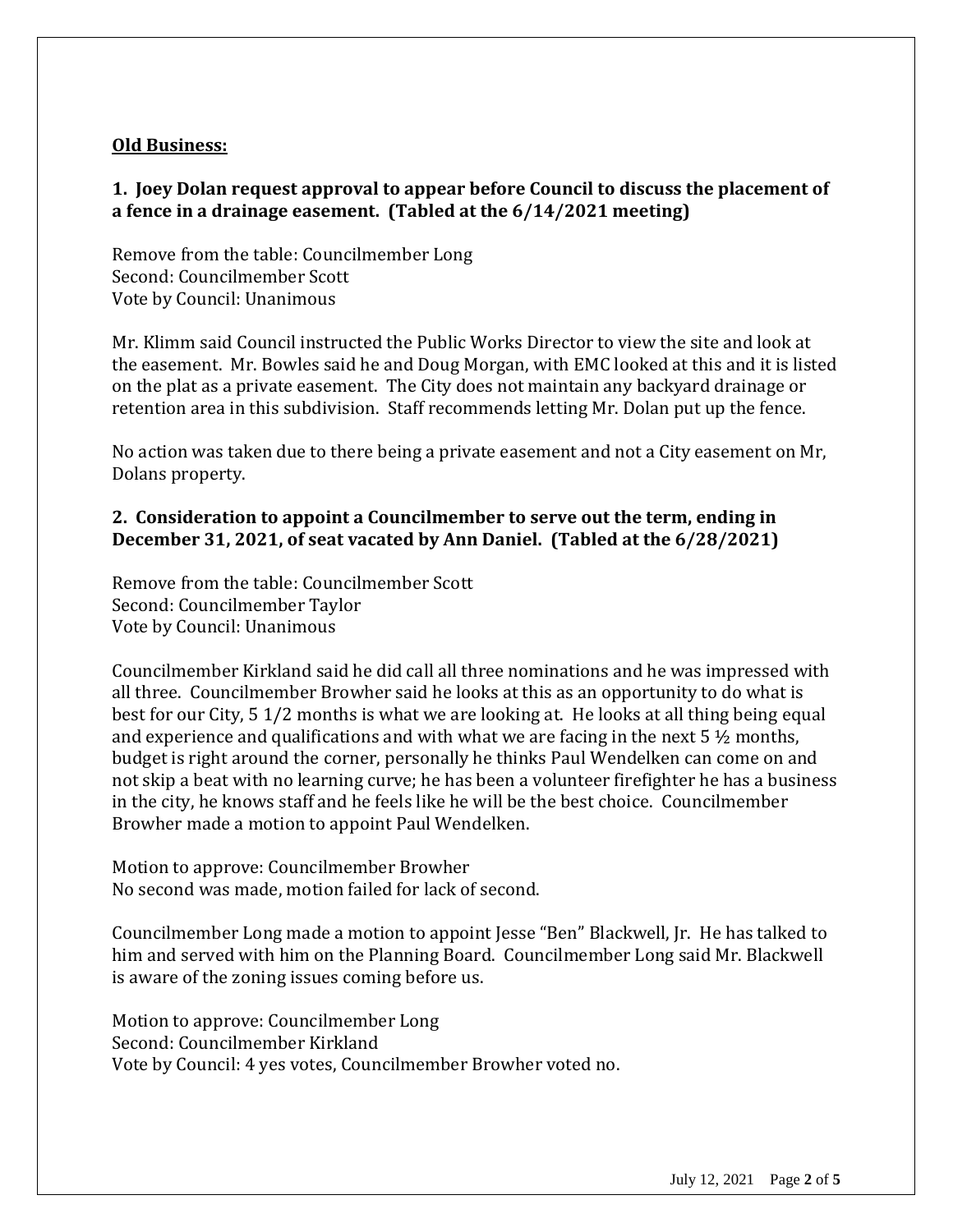**Old Business:**

**1. Joey Dolan request approval to appear before Council to discuss the placement of a fence in a drainage easement. (Tabled at the 6/14/2021 meeting)**

Remove from the table: Councilmember Long
Second: Councilmember Scott
Vote by Council: Unanimous

Mr. Klimm said Council instructed the Public Works Director to view the site and look at the easement. Mr. Bowles said he and Doug Morgan, with EMC looked at this and it is listed on the plat as a private easement. The City does not maintain any backyard drainage or retention area in this subdivision. Staff recommends letting Mr. Dolan put up the fence.

No action was taken due to there being a private easement and not a City easement on Mr, Dolans property.

**2. Consideration to appoint a Councilmember to serve out the term, ending in December 31, 2021, of seat vacated by Ann Daniel. (Tabled at the 6/28/2021)**

Remove from the table: Councilmember Scott
Second: Councilmember Taylor
Vote by Council: Unanimous

Councilmember Kirkland said he did call all three nominations and he was impressed with all three. Councilmember Browher said he looks at this as an opportunity to do what is best for our City, 5 1/2 months is what we are looking at. He looks at all thing being equal and experience and qualifications and with what we are facing in the next 5 ½ months, budget is right around the corner, personally he thinks Paul Wendelken can come on and not skip a beat with no learning curve; he has been a volunteer firefighter he has a business in the city, he knows staff and he feels like he will be the best choice. Councilmember Browher made a motion to appoint Paul Wendelken.

Motion to approve: Councilmember Browher
No second was made, motion failed for lack of second.

Councilmember Long made a motion to appoint Jesse "Ben" Blackwell, Jr. He has talked to him and served with him on the Planning Board. Councilmember Long said Mr. Blackwell is aware of the zoning issues coming before us.

Motion to approve: Councilmember Long
Second: Councilmember Kirkland
Vote by Council: 4 yes votes, Councilmember Browher voted no.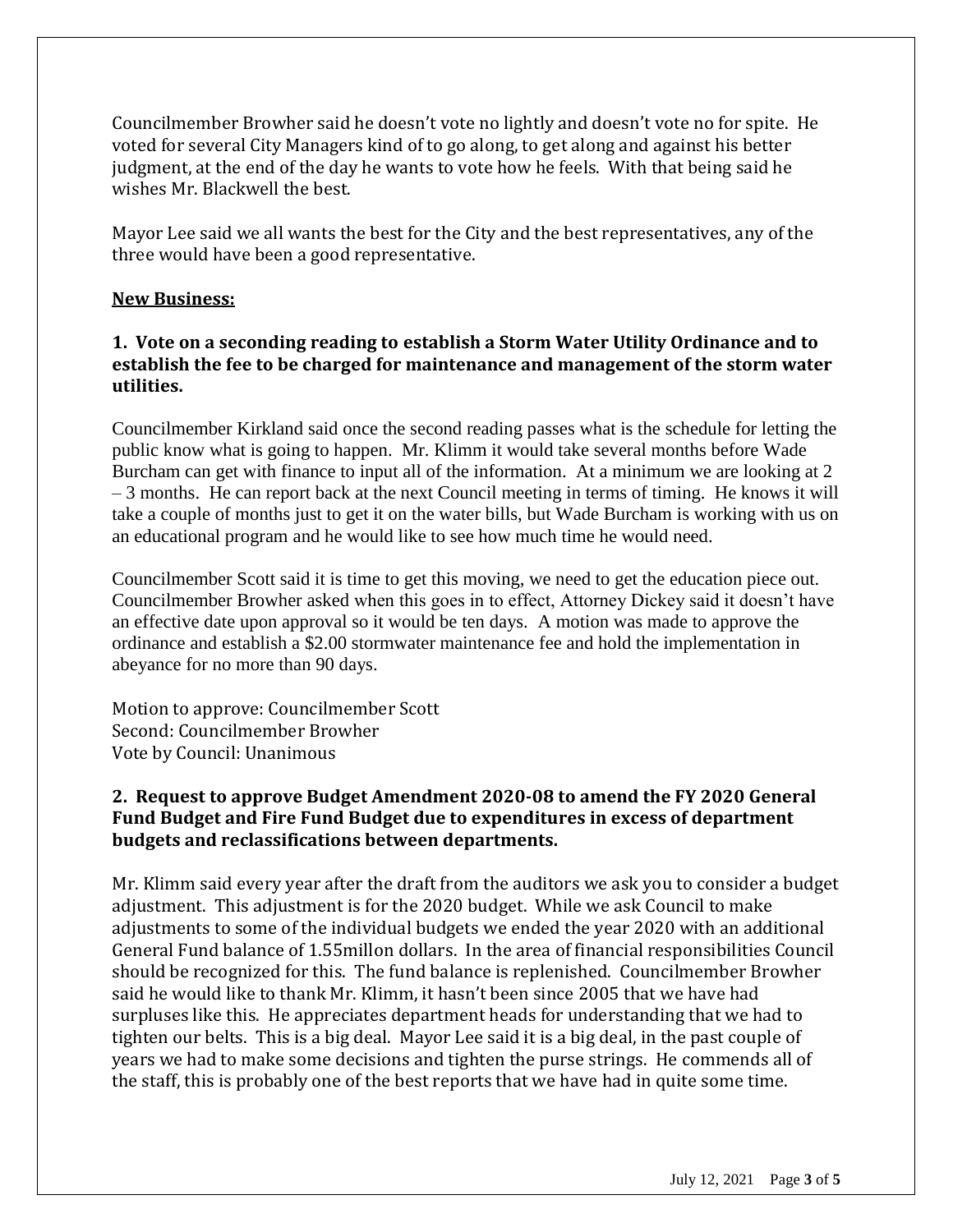Councilmember Browher said he doesn't vote no lightly and doesn't vote no for spite. He voted for several City Managers kind of to go along, to get along and against his better judgment, at the end of the day he wants to vote how he feels. With that being said he wishes Mr. Blackwell the best.

Mayor Lee said we all wants the best for the City and the best representatives, any of the three would have been a good representative.

**New Business:**

**1. Vote on a seconding reading to establish a Storm Water Utility Ordinance and to establish the fee to be charged for maintenance and management of the storm water utilities.**

Councilmember Kirkland said once the second reading passes what is the schedule for letting the public know what is going to happen. Mr. Klimm it would take several months before Wade Burcham can get with finance to input all of the information. At a minimum we are looking at 2 – 3 months. He can report back at the next Council meeting in terms of timing. He knows it will take a couple of months just to get it on the water bills, but Wade Burcham is working with us on an educational program and he would like to see how much time he would need.

Councilmember Scott said it is time to get this moving, we need to get the education piece out. Councilmember Browher asked when this goes in to effect, Attorney Dickey said it doesn't have an effective date upon approval so it would be ten days. A motion was made to approve the ordinance and establish a $2.00 stormwater maintenance fee and hold the implementation in abeyance for no more than 90 days.

Motion to approve: Councilmember Scott
Second: Councilmember Browher
Vote by Council: Unanimous

**2. Request to approve Budget Amendment 2020-08 to amend the FY 2020 General Fund Budget and Fire Fund Budget due to expenditures in excess of department budgets and reclassifications between departments.**

Mr. Klimm said every year after the draft from the auditors we ask you to consider a budget adjustment. This adjustment is for the 2020 budget. While we ask Council to make adjustments to some of the individual budgets we ended the year 2020 with an additional General Fund balance of 1.55millon dollars. In the area of financial responsibilities Council should be recognized for this. The fund balance is replenished. Councilmember Browher said he would like to thank Mr. Klimm, it hasn't been since 2005 that we have had surpluses like this. He appreciates department heads for understanding that we had to tighten our belts. This is a big deal. Mayor Lee said it is a big deal, in the past couple of years we had to make some decisions and tighten the purse strings. He commends all of the staff, this is probably one of the best reports that we have had in quite some time.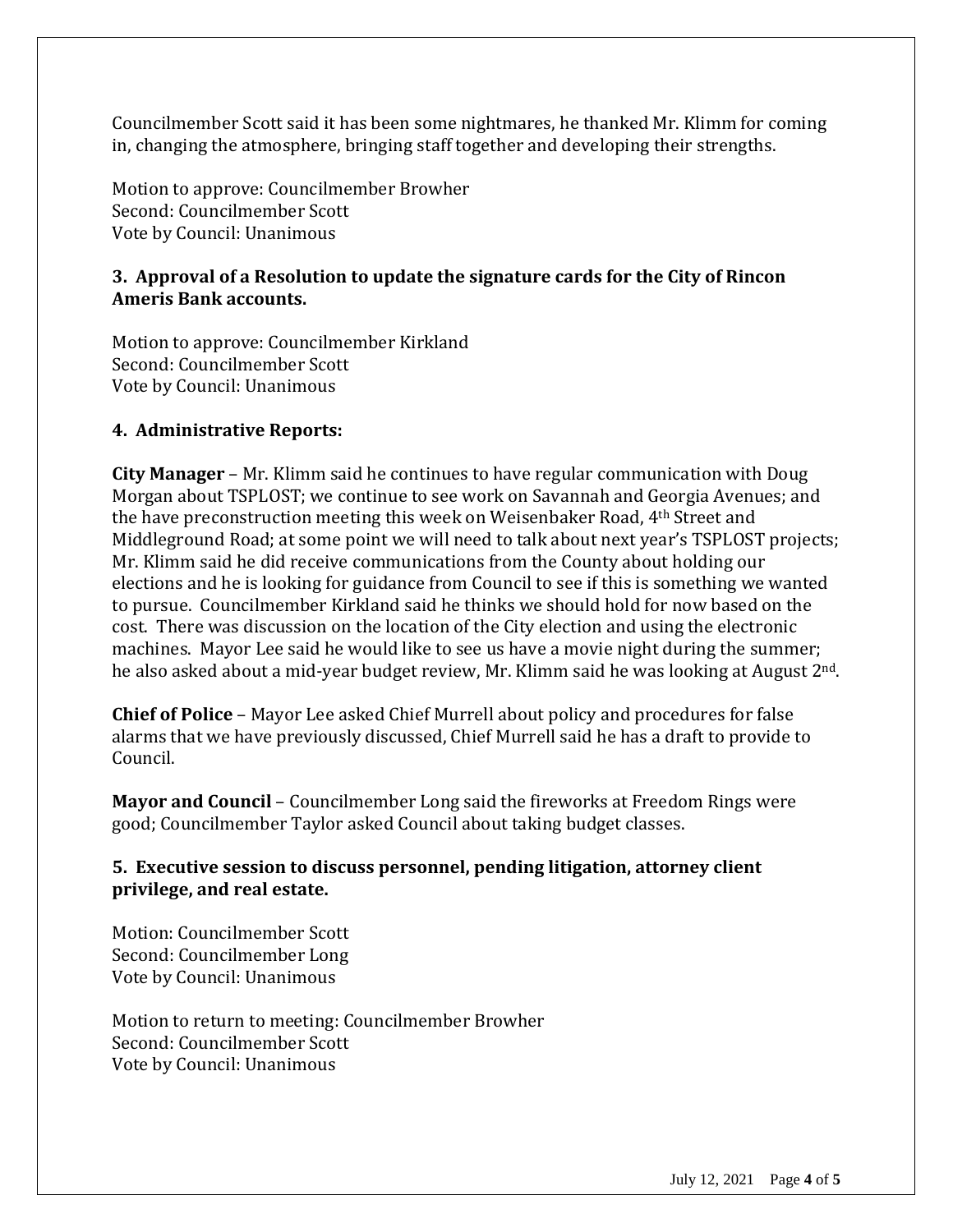Councilmember Scott said it has been some nightmares, he thanked Mr. Klimm for coming in, changing the atmosphere, bringing staff together and developing their strengths.

Motion to approve: Councilmember Browher
Second: Councilmember Scott
Vote by Council: Unanimous

**3. Approval of a Resolution to update the signature cards for the City of Rincon Ameris Bank accounts.**

Motion to approve: Councilmember Kirkland
Second: Councilmember Scott
Vote by Council: Unanimous

**4. Administrative Reports:**

**City Manager** – Mr. Klimm said he continues to have regular communication with Doug Morgan about TSPLOST; we continue to see work on Savannah and Georgia Avenues; and the have preconstruction meeting this week on Weisenbaker Road, 4th Street and Middleground Road; at some point we will need to talk about next year's TSPLOST projects; Mr. Klimm said he did receive communications from the County about holding our elections and he is looking for guidance from Council to see if this is something we wanted to pursue. Councilmember Kirkland said he thinks we should hold for now based on the cost. There was discussion on the location of the City election and using the electronic machines. Mayor Lee said he would like to see us have a movie night during the summer; he also asked about a mid-year budget review, Mr. Klimm said he was looking at August 2nd.

**Chief of Police** – Mayor Lee asked Chief Murrell about policy and procedures for false alarms that we have previously discussed, Chief Murrell said he has a draft to provide to Council.

**Mayor and Council** – Councilmember Long said the fireworks at Freedom Rings were good; Councilmember Taylor asked Council about taking budget classes.

**5. Executive session to discuss personnel, pending litigation, attorney client privilege, and real estate.**

Motion: Councilmember Scott
Second: Councilmember Long
Vote by Council: Unanimous

Motion to return to meeting: Councilmember Browher
Second: Councilmember Scott
Vote by Council: Unanimous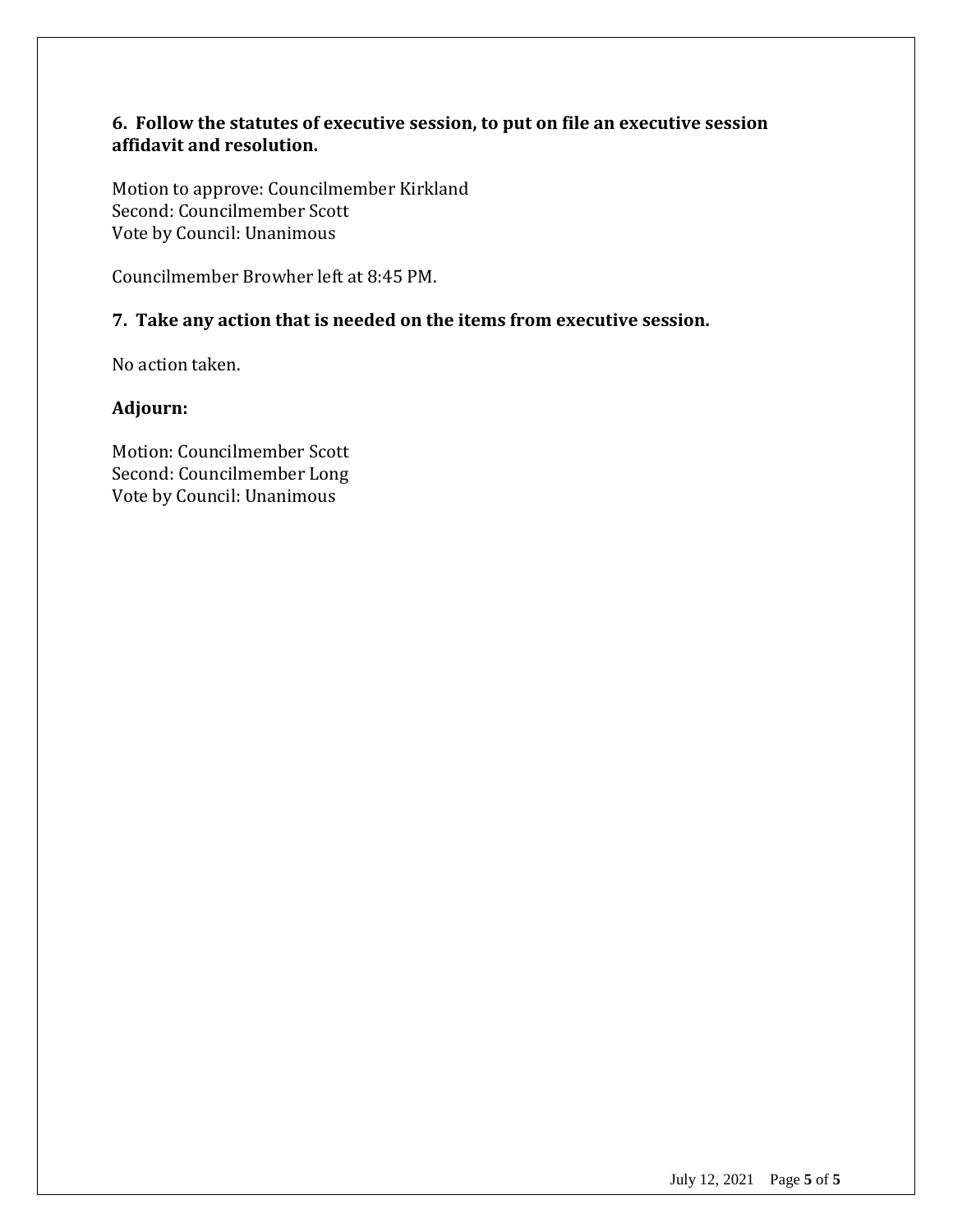**6. Follow the statutes of executive session, to put on file an executive session affidavit and resolution.**

Motion to approve: Councilmember Kirkland
Second: Councilmember Scott
Vote by Council: Unanimous

Councilmember Browher left at 8:45 PM.

**7. Take any action that is needed on the items from executive session.**

No action taken.

**Adjourn:**

Motion: Councilmember Scott
Second: Councilmember Long
Vote by Council: Unanimous